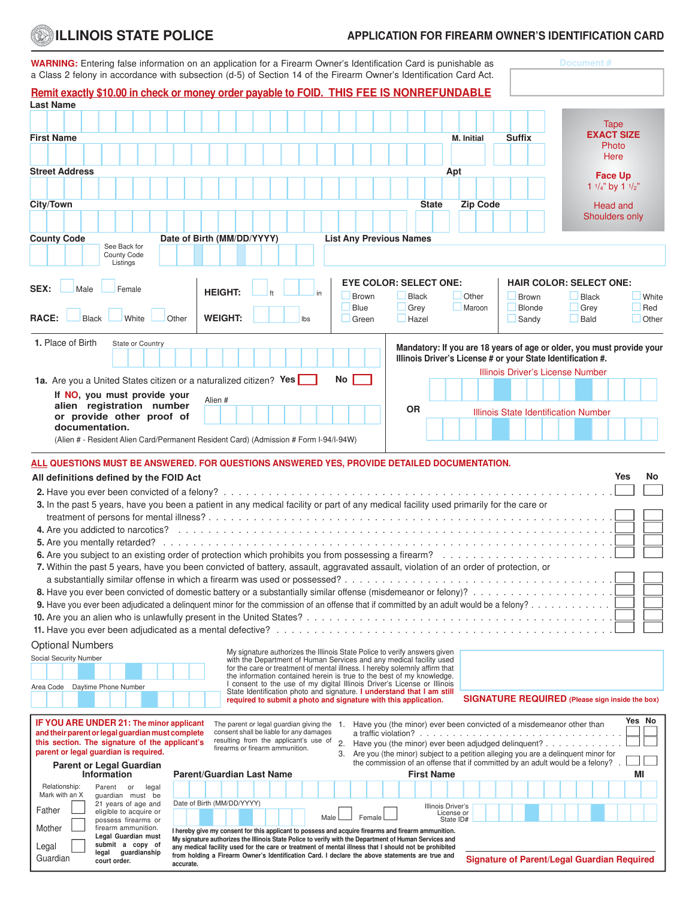# ILLINOIS STATE POLICE

## APPLICATION FOR FIREARM OWNER'S IDENTIFICATION CARD

**WARNING:** Entering false information on an application for a Firearm Owner's Identification Card is punishable as a Class 2 felony in accordance with subsection (d-5) of Section 14 of the Firearm Owner's Identification Card Act.

Document #

**Remit exactly $10.00 in check or money order payable to FOID. THIS FEE IS NONREFUNDABLE**

Tape **EXACT SIZE** Photo Here

**Face Up** 1 1/4" by 1 1/2"

Head and Shoulders only

Last Name

First Name | M. Initial | Suffix

Street Address | Apt

City/Town | State | Zip Code

County Code (See Back for County Code Listings) | Date of Birth (MM/DD/YYYY) | List Any Previous Names

SEX: ☐ Male ☐ Female

RACE: ☐ Black ☐ White ☐ Other

HEIGHT: ___ ft ___ in

WEIGHT: ___ lbs

**EYE COLOR: SELECT ONE:**
☐ Brown ☐ Black ☐ Other
☐ Blue ☐ Grey ☐ Maroon
☐ Green ☐ Hazel

**HAIR COLOR: SELECT ONE:**
☐ Brown ☐ Black ☐ White
☐ Blonde ☐ Grey ☐ Red
☐ Sandy ☐ Bald ☐ Other

**1.** Place of Birth — State or Country

**1a.** Are you a United States citizen or a naturalized citizen? Yes ☐ No ☐

**If NO, you must provide your alien registration number or provide other proof of documentation.**

Alien #

(Alien # - Resident Alien Card/Permanent Resident Card) (Admission # Form I-94/I-94W)

**Mandatory: If you are 18 years of age or older, you must provide your Illinois Driver's License # or your State Identification #.**

Illinois Driver's License Number

OR

Illinois State Identification Number

**ALL QUESTIONS MUST BE ANSWERED. FOR QUESTIONS ANSWERED YES, PROVIDE DETAILED DOCUMENTATION.**

**All definitions defined by the FOID Act**

| Question | Yes | No |
|---|---|---|
| **2.** Have you ever been convicted of a felony? | ☐ | ☐ |
| **3.** In the past 5 years, have you been a patient in any medical facility or part of any medical facility used primarily for the care or treatment of persons for mental illness? | ☐ | ☐ |
| **4.** Are you addicted to narcotics? | ☐ | ☐ |
| **5.** Are you mentally retarded? | ☐ | ☐ |
| **6.** Are you subject to an existing order of protection which prohibits you from possessing a firearm? | ☐ | ☐ |
| **7.** Within the past 5 years, have you been convicted of battery, assault, aggravated assault, violation of an order of protection, or a substantially similar offense in which a firearm was used or possessed? | ☐ | ☐ |
| **8.** Have you ever been convicted of domestic battery or a substantially similar offense (misdemeanor or felony)? | ☐ | ☐ |
| **9.** Have you ever been adjudicated a delinquent minor for the commission of an offense that if committed by an adult would be a felony? | ☐ | ☐ |
| **10.** Are you an alien who is unlawfully present in the United States? | ☐ | ☐ |
| **11.** Have you ever been adjudicated as a mental defective? | ☐ | ☐ |

Optional Numbers

Social Security Number

Area Code | Daytime Phone Number

My signature authorizes the Illinois State Police to verify answers given with the Department of Human Services and any medical facility used for the care or treatment of mental illness. I hereby solemnly affirm that the information contained herein is true to the best of my knowledge. I consent to the use of my digital Illinois Driver's License or Illinois State Identification photo and signature. **I understand that I am still required to submit a photo and signature with this application.**

**SIGNATURE REQUIRED** (Please sign inside the box)

**IF YOU ARE UNDER 21: The minor applicant and their parent or legal guardian must complete this section. The signature of the applicant's parent or legal guardian is required.**

The parent or legal guardian giving the consent shall be liable for any damages resulting from the applicant's use of firearms or firearm ammunition.

| Question | Yes | No |
|---|---|---|
| 1. Have you (the minor) ever been convicted of a misdemeanor other than a traffic violation? | ☐ | ☐ |
| 2. Have you (the minor) ever been adjudged delinquent? | ☐ | ☐ |
| 3. Are you (the minor) subject to a petition alleging you are a delinquent minor for the commission of an offense that if committed by an adult would be a felony? | ☐ | ☐ |

**Parent or Legal Guardian Information**

Relationship: Mark with an X

☐ Father
☐ Mother
☐ Legal Guardian

Parent or legal guardian must be 21 years of age and eligible to acquire or possess firearms or firearm ammunition. **Legal Guardian must submit a copy of legal guardianship court order.**

Parent/Guardian Last Name | First Name | MI

Date of Birth (MM/DD/YYYY) | ☐ Male ☐ Female | Illinois Driver's License or State ID#

**I hereby give my consent for this applicant to possess and acquire firearms and firearm ammunition. My signature authorizes the Illinois State Police to verify with the Department of Human Services and any medical facility used for the care or treatment of mental illness that I should not be prohibited from holding a Firearm Owner's Identification Card. I declare the above statements are true and accurate.**

**Signature of Parent/Legal Guardian Required**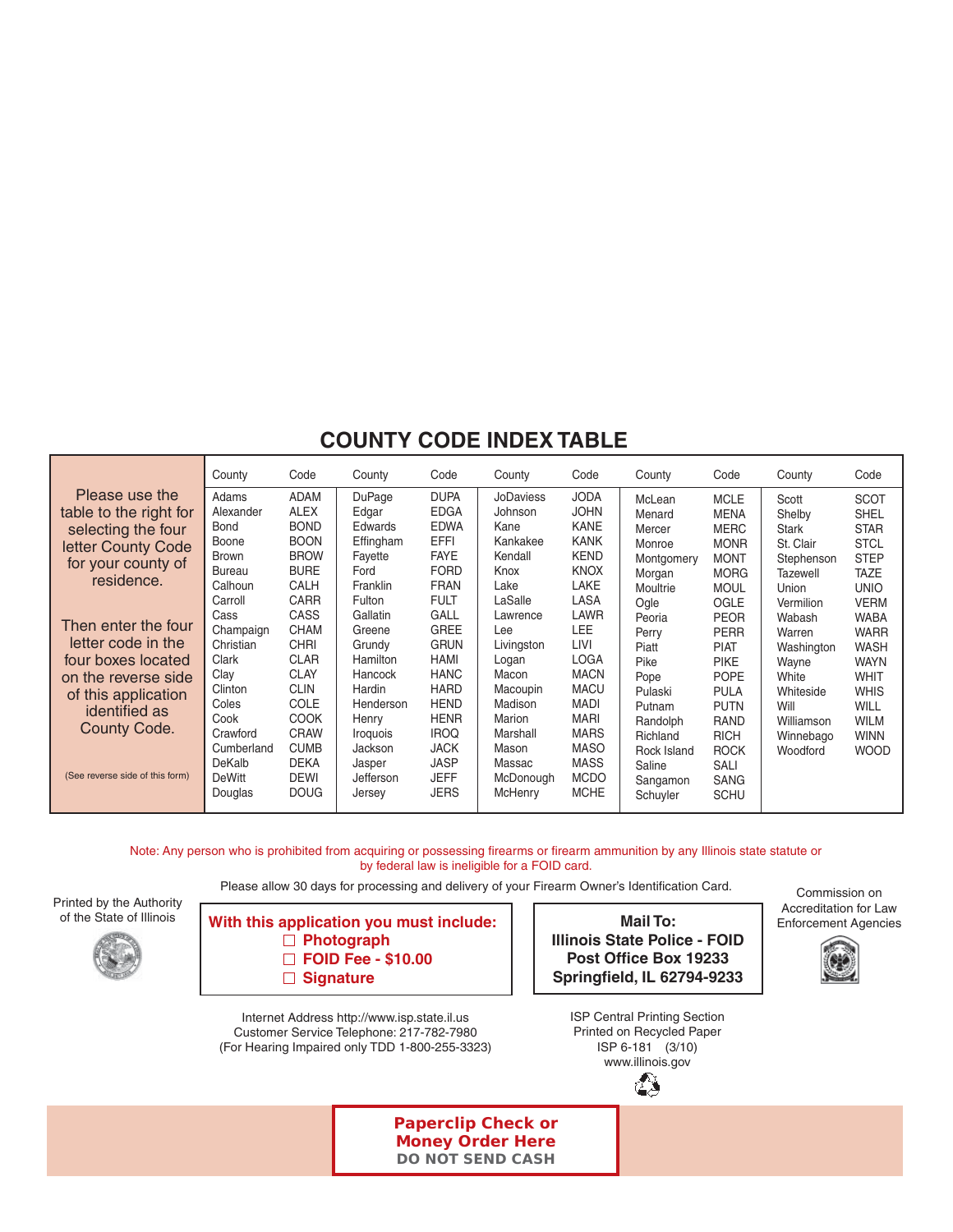## COUNTY CODE INDEX TABLE

Please use the table to the right for selecting the four letter County Code for your county of residence.

Then enter the four letter code in the four boxes located on the reverse side of this application identified as County Code.

(See reverse side of this form)

| County | Code | County | Code | County | Code | County | Code | County | Code |
|---|---|---|---|---|---|---|---|---|---|
| Adams | ADAM | DuPage | DUPA | JoDaviess | JODA | McLean | MCLE | Scott | SCOT |
| Alexander | ALEX | Edgar | EDGA | Johnson | JOHN | Menard | MENA | Shelby | SHEL |
| Bond | BOND | Edwards | EDWA | Kane | KANE | Mercer | MERC | Stark | STAR |
| Boone | BOON | Effingham | EFFI | Kankakee | KANK | Monroe | MONR | St. Clair | STCL |
| Brown | BROW | Fayette | FAYE | Kendall | KEND | Montgomery | MONT | Stephenson | STEP |
| Bureau | BURE | Ford | FORD | Knox | KNOX | Morgan | MORG | Tazewell | TAZE |
| Calhoun | CALH | Franklin | FRAN | Lake | LAKE | Moultrie | MOUL | Union | UNIO |
| Carroll | CARR | Fulton | FULT | LaSalle | LASA | Ogle | OGLE | Vermilion | VERM |
| Cass | CASS | Gallatin | GALL | Lawrence | LAWR | Peoria | PEOR | Wabash | WABA |
| Champaign | CHAM | Greene | GREE | Lee | LEE | Perry | PERR | Warren | WARR |
| Christian | CHRI | Grundy | GRUN | Livingston | LIVI | Piatt | PIAT | Washington | WASH |
| Clark | CLAR | Hamilton | HAMI | Logan | LOGA | Pike | PIKE | Wayne | WAYN |
| Clay | CLAY | Hancock | HANC | Macon | MACN | Pope | POPE | White | WHIT |
| Clinton | CLIN | Hardin | HARD | Macoupin | MACU | Pulaski | PULA | Whiteside | WHIS |
| Coles | COLE | Henderson | HEND | Madison | MADI | Putnam | PUTN | Will | WILL |
| Cook | COOK | Henry | HENR | Marion | MARI | Randolph | RAND | Williamson | WILM |
| Crawford | CRAW | Iroquois | IROQ | Marshall | MARS | Richland | RICH | Winnebago | WINN |
| Cumberland | CUMB | Jackson | JACK | Mason | MASO | Rock Island | ROCK | Woodford | WOOD |
| DeKalb | DEKA | Jasper | JASP | Massac | MASS | Saline | SALI | | |
| DeWitt | DEWI | Jefferson | JEFF | McDonough | MCDO | Sangamon | SANG | | |
| Douglas | DOUG | Jersey | JERS | McHenry | MCHE | Schuyler | SCHU | | |

Note: Any person who is prohibited from acquiring or possessing firearms or firearm ammunition by any Illinois state statute or by federal law is ineligible for a FOID card.

Please allow 30 days for processing and delivery of your Firearm Owner's Identification Card.

Printed by the Authority of the State of Illinois

**With this application you must include:**
- ☐ **Photograph**
- ☐ **FOID Fee - $10.00**
- ☐ **Signature**

**Mail To:**
**Illinois State Police - FOID**
**Post Office Box 19233**
**Springfield, IL 62794-9233**

Commission on Accreditation for Law Enforcement Agencies

Internet Address http://www.isp.state.il.us
Customer Service Telephone: 217-782-7980
(For Hearing Impaired only TDD 1-800-255-3323)

ISP Central Printing Section
Printed on Recycled Paper
ISP 6-181 (3/10)
www.illinois.gov

**Paperclip Check or Money Order Here**
**DO NOT SEND CASH**